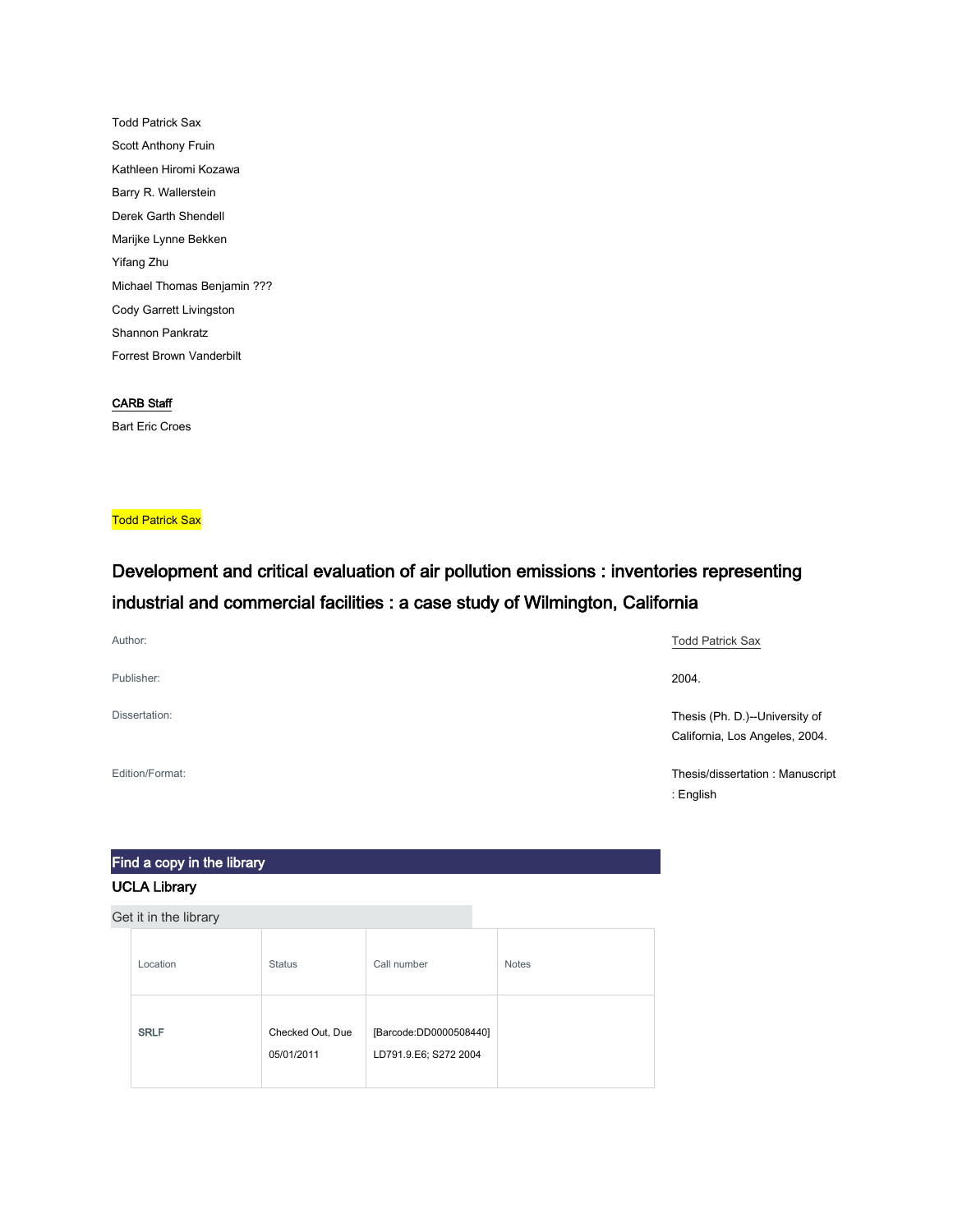Todd Patrick Sax

Scott Anthony Fruin

Kathleen Hiromi Kozawa

Barry R. Wallerstein

Derek Garth Shendell

Marijke Lynne Bekken

Yifang Zhu

Michael Thomas Benjamin ???

Cody Garrett Livingston

Shannon Pankratz

Forrest Brown Vanderbilt

CARB Staff

Bart Eric Croes

Todd Patrick Sax

## Development and critical evaluation of air pollution emissions : inventories representing industrial and commercial facilities : a case study of Wilmington, California

| | |
|---|---|
| Author: | Todd Patrick Sax |
| Publisher: | 2004. |
| Dissertation: | Thesis (Ph. D.)--University of California, Los Angeles, 2004. |
| Edition/Format: | Thesis/dissertation : Manuscript : English |

### Find a copy in the library

**UCLA Library**

Get it in the library

| Location | Status | Call number | Notes |
|---|---|---|---|
| SRLF | Checked Out, Due 05/01/2011 | [Barcode:DD0000508440] LD791.9.E6; S272 2004 | |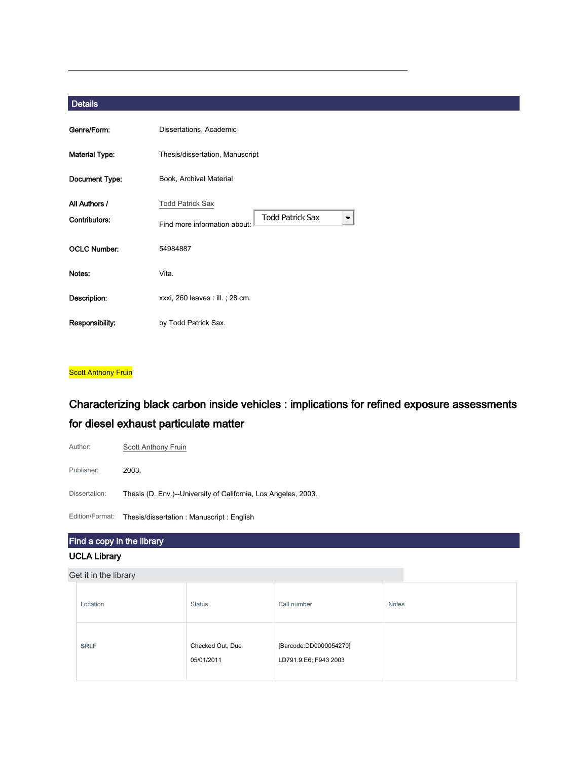---

## Details

| | |
|---|---|
| **Genre/Form:** | Dissertations, Academic |
| **Material Type:** | Thesis/dissertation, Manuscript |
| **Document Type:** | Book, Archival Material |
| **All Authors / Contributors:** | Todd Patrick Sax<br>Find more information about: Todd Patrick Sax |
| **OCLC Number:** | 54984887 |
| **Notes:** | Vita. |
| **Description:** | xxxi, 260 leaves : ill. ; 28 cm. |
| **Responsibility:** | by Todd Patrick Sax. |

Scott Anthony Fruin

## Characterizing black carbon inside vehicles : implications for refined exposure assessments for diesel exhaust particulate matter

| | |
|---|---|
| Author: | Scott Anthony Fruin |
| Publisher: | 2003. |
| Dissertation: | Thesis (D. Env.)--University of California, Los Angeles, 2003. |
| Edition/Format: | Thesis/dissertation : Manuscript : English |

## Find a copy in the library

### UCLA Library

Get it in the library

| Location | Status | Call number | Notes |
|---|---|---|---|
| SRLF | Checked Out, Due 05/01/2011 | [Barcode:DD0000054270] LD791.9.E6; F943 2003 | |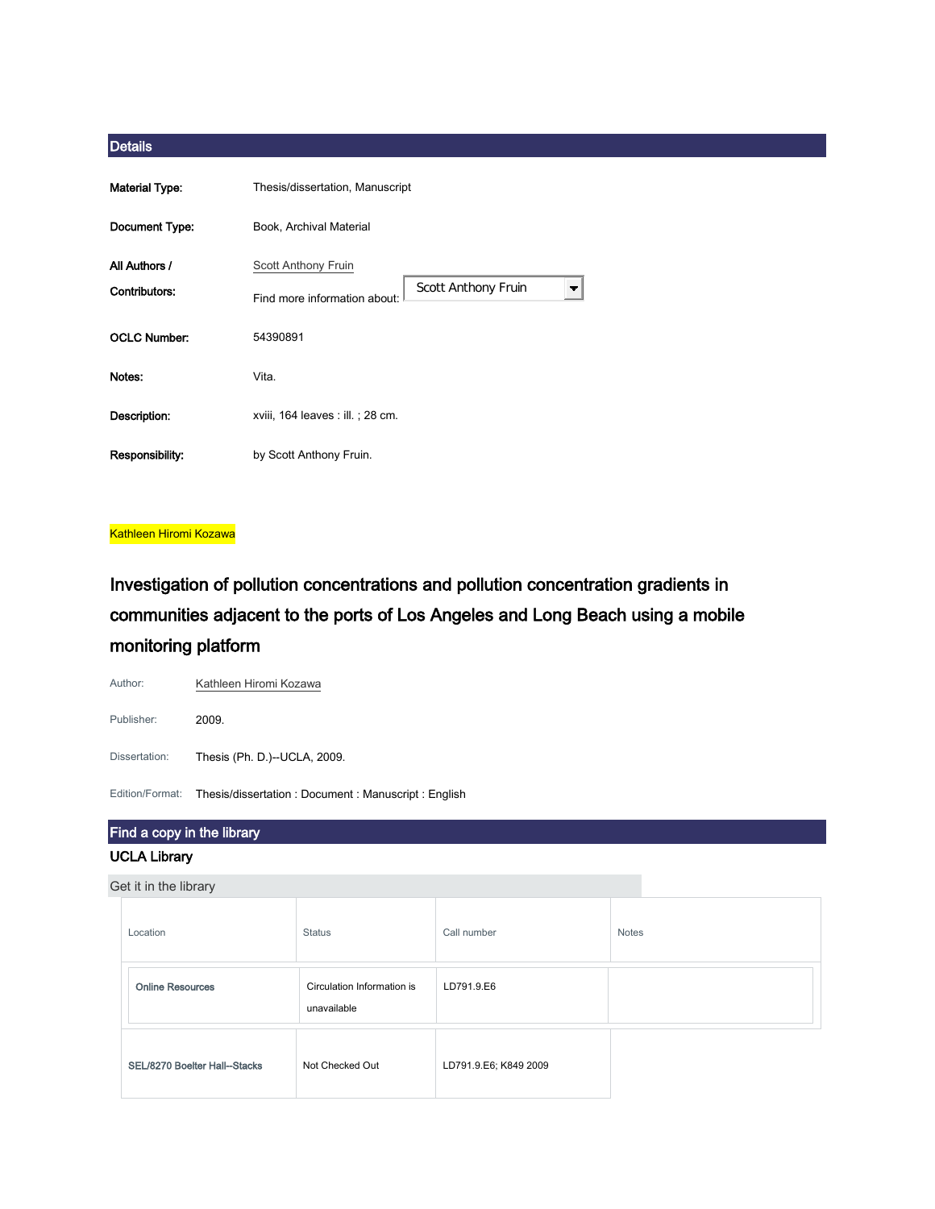## Details

| | |
|---|---|
| **Material Type:** | Thesis/dissertation, Manuscript |
| **Document Type:** | Book, Archival Material |
| **All Authors / Contributors:** | Scott Anthony Fruin<br>Find more information about: Scott Anthony Fruin |
| **OCLC Number:** | 54390891 |
| **Notes:** | Vita. |
| **Description:** | xviii, 164 leaves : ill. ; 28 cm. |
| **Responsibility:** | by Scott Anthony Fruin. |

Kathleen Hiromi Kozawa

## Investigation of pollution concentrations and pollution concentration gradients in communities adjacent to the ports of Los Angeles and Long Beach using a mobile monitoring platform

| | |
|---|---|
| Author: | Kathleen Hiromi Kozawa |
| Publisher: | 2009. |
| Dissertation: | Thesis (Ph. D.)--UCLA, 2009. |
| Edition/Format: | Thesis/dissertation : Document : Manuscript : English |

## Find a copy in the library

### UCLA Library

Get it in the library

| Location | Status | Call number | Notes |
|---|---|---|---|
| Online Resources | Circulation Information is unavailable | LD791.9.E6 | |
| SEL/8270 Boelter Hall--Stacks | Not Checked Out | LD791.9.E6; K849 2009 | |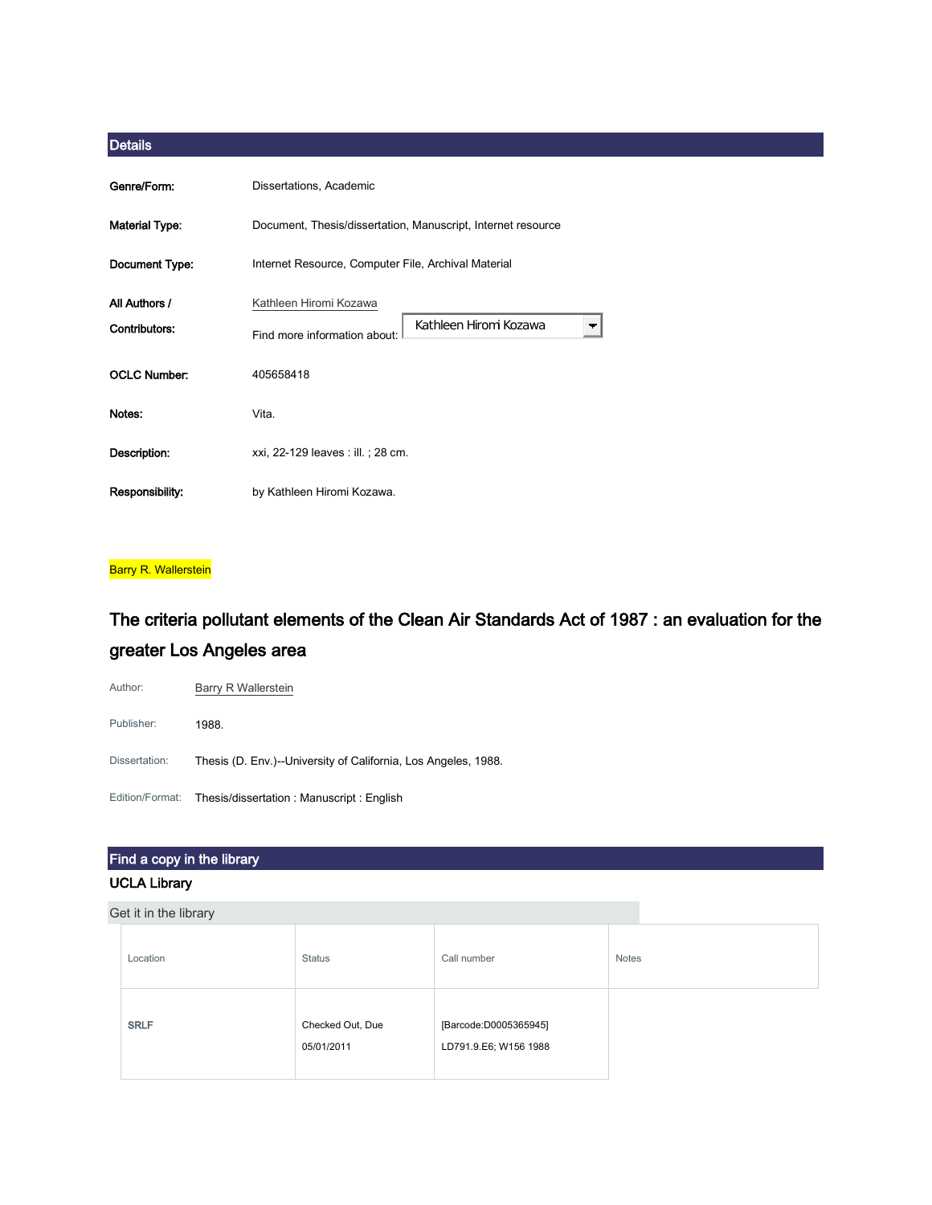## Details

| | |
|---|---|
| **Genre/Form:** | Dissertations, Academic |
| **Material Type:** | Document, Thesis/dissertation, Manuscript, Internet resource |
| **Document Type:** | Internet Resource, Computer File, Archival Material |
| **All Authors / Contributors:** | Kathleen Hiromi Kozawa<br>Find more information about: Kathleen Hiromi Kozawa |
| **OCLC Number:** | 405658418 |
| **Notes:** | Vita. |
| **Description:** | xxi, 22-129 leaves : ill. ; 28 cm. |
| **Responsibility:** | by Kathleen Hiromi Kozawa. |

Barry R. Wallerstein

## The criteria pollutant elements of the Clean Air Standards Act of 1987 : an evaluation for the greater Los Angeles area

| | |
|---|---|
| Author: | Barry R Wallerstein |
| Publisher: | 1988. |
| Dissertation: | Thesis (D. Env.)--University of California, Los Angeles, 1988. |
| Edition/Format: | Thesis/dissertation : Manuscript : English |

## Find a copy in the library

### UCLA Library

Get it in the library

| Location | Status | Call number | Notes |
|---|---|---|---|
| SRLF | Checked Out, Due 05/01/2011 | [Barcode:D0005365945] LD791.9.E6; W156 1988 | |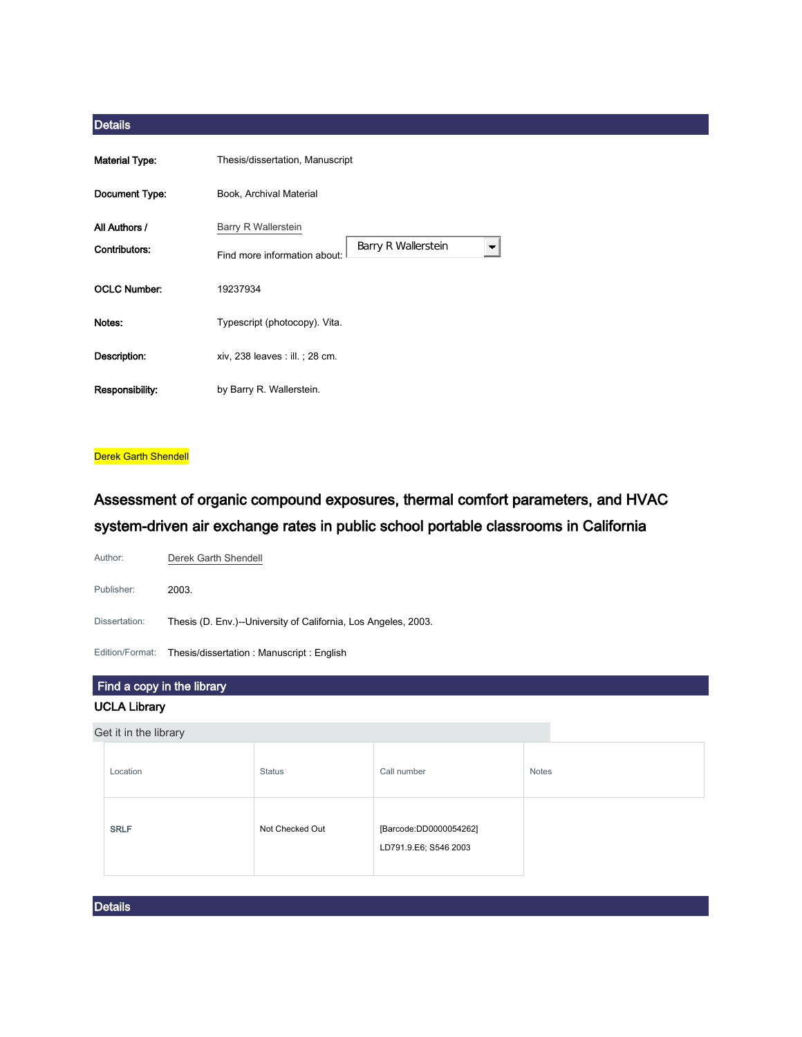## Details

| | |
|---|---|
| **Material Type:** | Thesis/dissertation, Manuscript |
| **Document Type:** | Book, Archival Material |
| **All Authors / Contributors:** | Barry R Wallerstein<br>Find more information about: Barry R Wallerstein |
| **OCLC Number:** | 19237934 |
| **Notes:** | Typescript (photocopy). Vita. |
| **Description:** | xiv, 238 leaves : ill. ; 28 cm. |
| **Responsibility:** | by Barry R. Wallerstein. |

Derek Garth Shendell

# Assessment of organic compound exposures, thermal comfort parameters, and HVAC system-driven air exchange rates in public school portable classrooms in California

| | |
|---|---|
| Author: | Derek Garth Shendell |
| Publisher: | 2003. |
| Dissertation: | Thesis (D. Env.)--University of California, Los Angeles, 2003. |
| Edition/Format: | Thesis/dissertation : Manuscript : English |

## Find a copy in the library

### UCLA Library

Get it in the library

| Location | Status | Call number | Notes |
|---|---|---|---|
| SRLF | Not Checked Out | [Barcode:DD0000054262] LD791.9.E6; S546 2003 | |

## Details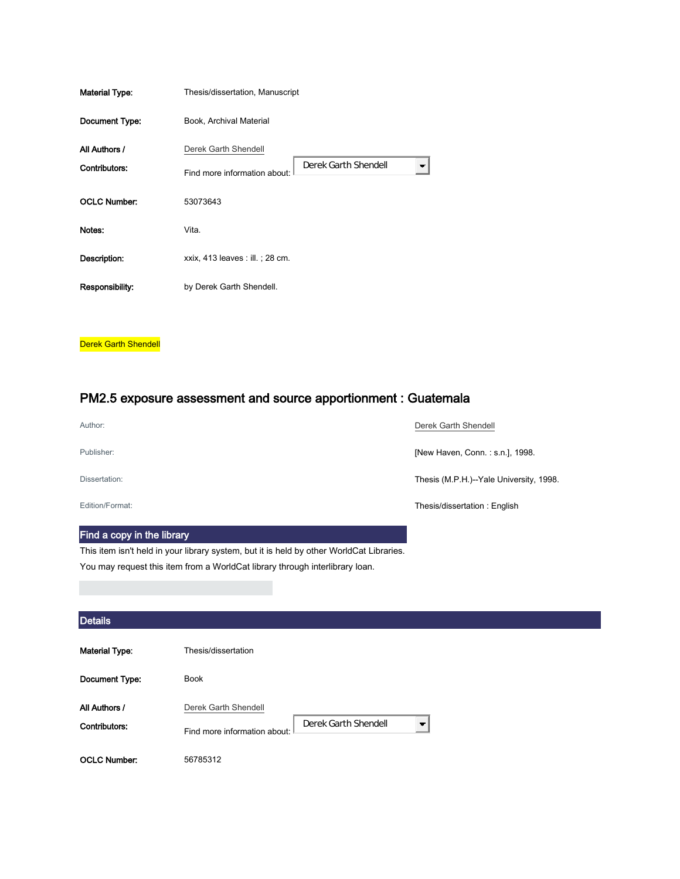| | |
|---|---|
| **Material Type:** | Thesis/dissertation, Manuscript |
| **Document Type:** | Book, Archival Material |
| **All Authors / Contributors:** | Derek Garth Shendell<br>Find more information about: Derek Garth Shendell |
| **OCLC Number:** | 53073643 |
| **Notes:** | Vita. |
| **Description:** | xxix, 413 leaves : ill. ; 28 cm. |
| **Responsibility:** | by Derek Garth Shendell. |

Derek Garth Shendell

## PM2.5 exposure assessment and source apportionment : Guatemala

| | |
|---|---|
| Author: | Derek Garth Shendell |
| Publisher: | [New Haven, Conn. : s.n.], 1998. |
| Dissertation: | Thesis (M.P.H.)--Yale University, 1998. |
| Edition/Format: | Thesis/dissertation : English |

### Find a copy in the library

This item isn't held in your library system, but it is held by other WorldCat Libraries.

You may request this item from a WorldCat library through interlibrary loan.

### Details

| | |
|---|---|
| **Material Type:** | Thesis/dissertation |
| **Document Type:** | Book |
| **All Authors / Contributors:** | Derek Garth Shendell<br>Find more information about: Derek Garth Shendell |
| **OCLC Number:** | 56785312 |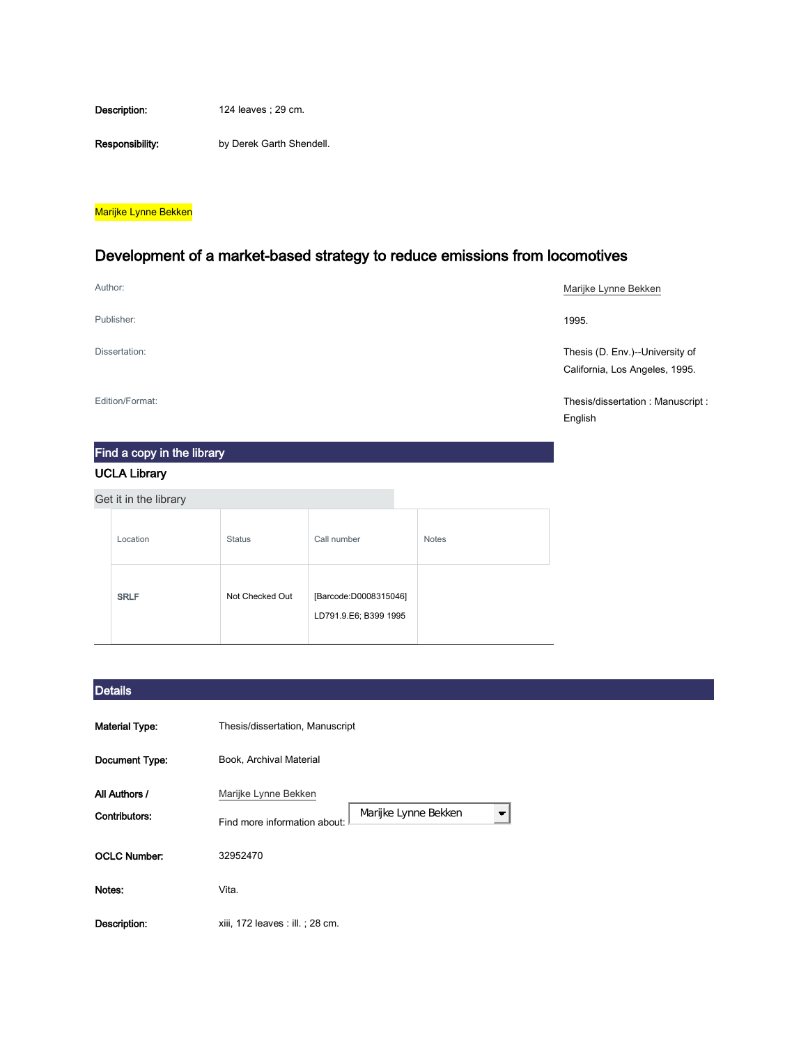| | |
|---|---|
| **Description:** | 124 leaves ; 29 cm. |
| **Responsibility:** | by Derek Garth Shendell. |

Marijke Lynne Bekken

## Development of a market-based strategy to reduce emissions from locomotives

| | |
|---|---|
| Author: | Marijke Lynne Bekken |
| Publisher: | 1995. |
| Dissertation: | Thesis (D. Env.)--University of California, Los Angeles, 1995. |
| Edition/Format: | Thesis/dissertation : Manuscript : English |

### Find a copy in the library

**UCLA Library**

Get it in the library

| Location | Status | Call number | Notes |
|---|---|---|---|
| SRLF | Not Checked Out | [Barcode:D0008315046] LD791.9.E6; B399 1995 | |

### Details

| | |
|---|---|
| **Material Type:** | Thesis/dissertation, Manuscript |
| **Document Type:** | Book, Archival Material |
| **All Authors / Contributors:** | Marijke Lynne Bekken<br>Find more information about: Marijke Lynne Bekken |
| **OCLC Number:** | 32952470 |
| **Notes:** | Vita. |
| **Description:** | xiii, 172 leaves : ill. ; 28 cm. |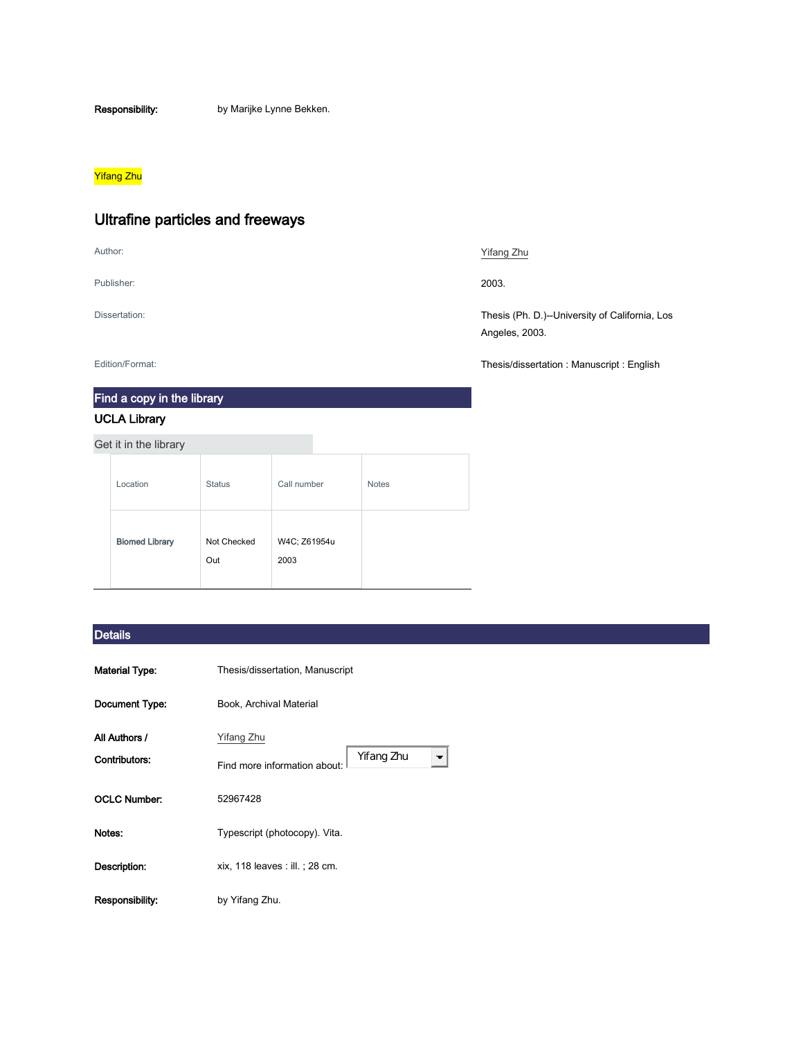**Responsibility:** by Marijke Lynne Bekken.

Yifang Zhu

## Ultrafine particles and freeways

| | |
|---|---|
| Author: | Yifang Zhu |
| Publisher: | 2003. |
| Dissertation: | Thesis (Ph. D.)--University of California, Los Angeles, 2003. |
| Edition/Format: | Thesis/dissertation : Manuscript : English |

### Find a copy in the library

**UCLA Library**

Get it in the library

| Location | Status | Call number | Notes |
|---|---|---|---|
| Biomed Library | Not Checked Out | W4C; Z61954u 2003 | |

### Details

| | |
|---|---|
| **Material Type:** | Thesis/dissertation, Manuscript |
| **Document Type:** | Book, Archival Material |
| **All Authors / Contributors:** | Yifang Zhu<br>Find more information about: Yifang Zhu |
| **OCLC Number:** | 52967428 |
| **Notes:** | Typescript (photocopy). Vita. |
| **Description:** | xix, 118 leaves : ill. ; 28 cm. |
| **Responsibility:** | by Yifang Zhu. |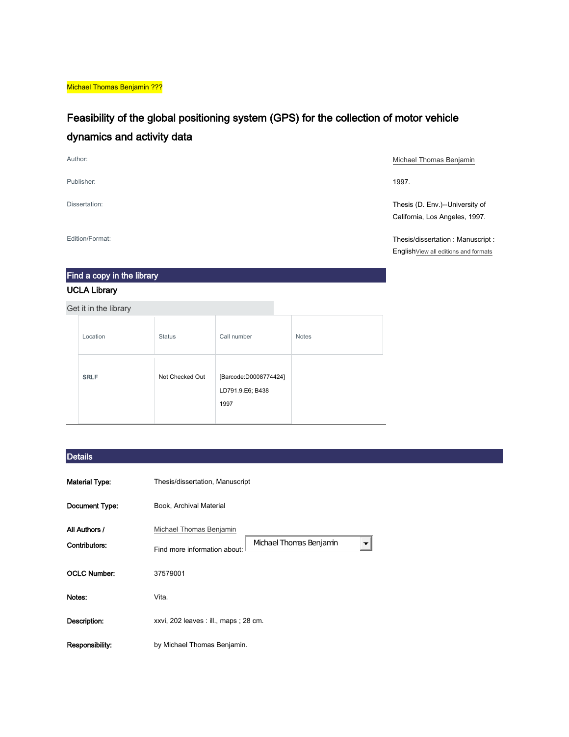Michael Thomas Benjamin ???

# Feasibility of the global positioning system (GPS) for the collection of motor vehicle dynamics and activity data

| | |
|---|---|
| Author: | Michael Thomas Benjamin |
| Publisher: | 1997. |
| Dissertation: | Thesis (D. Env.)--University of California, Los Angeles, 1997. |
| Edition/Format: | Thesis/dissertation : Manuscript : English View all editions and formats |

## Find a copy in the library

### UCLA Library

Get it in the library

| Location | Status | Call number | Notes |
|---|---|---|---|
| SRLF | Not Checked Out | [Barcode:D0008774424] LD791.9.E6; B438 1997 | |

## Details

| | |
|---|---|
| **Material Type:** | Thesis/dissertation, Manuscript |
| **Document Type:** | Book, Archival Material |
| **All Authors / Contributors:** | Michael Thomas Benjamin<br>Find more information about: Michael Thomas Benjamin |
| **OCLC Number:** | 37579001 |
| **Notes:** | Vita. |
| **Description:** | xxvi, 202 leaves : ill., maps ; 28 cm. |
| **Responsibility:** | by Michael Thomas Benjamin. |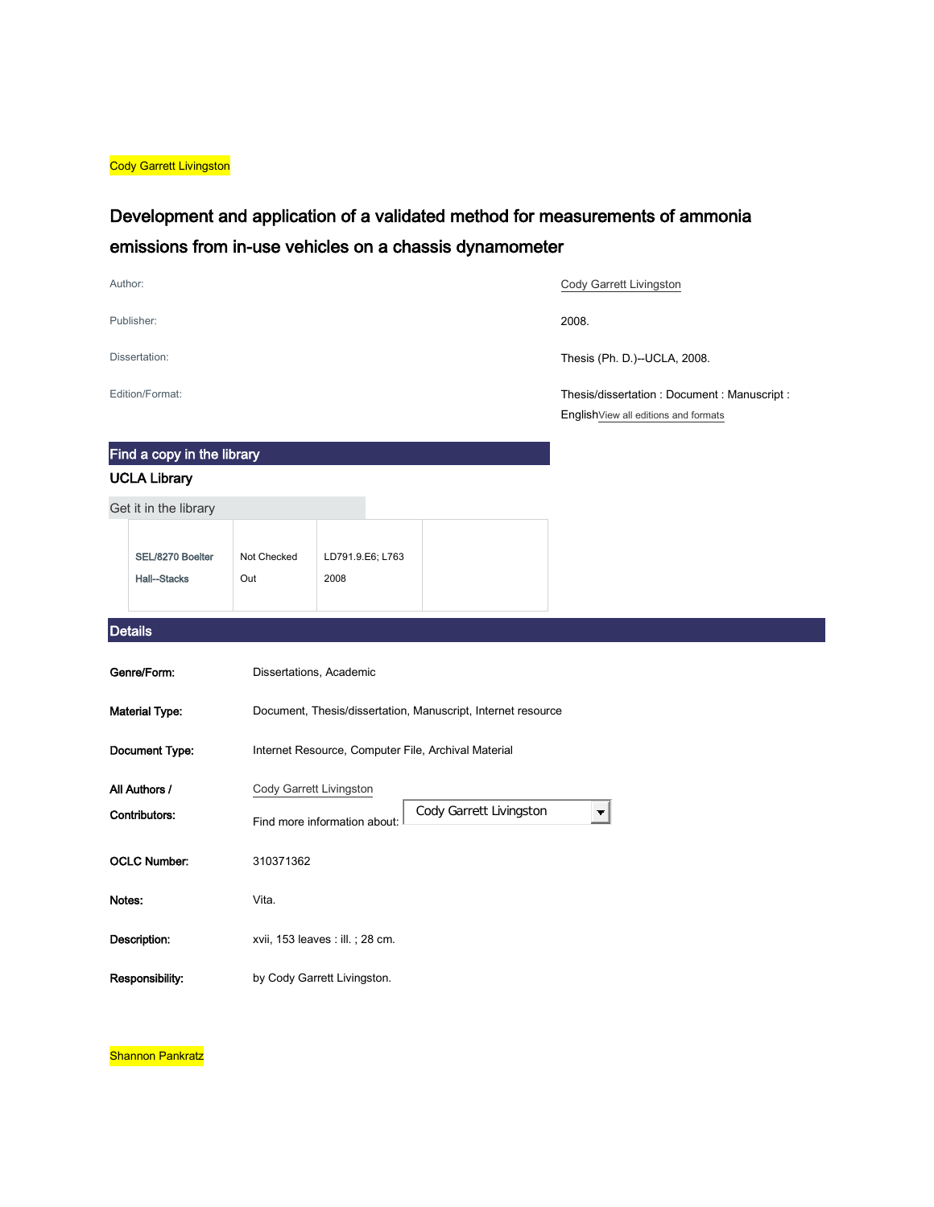Cody Garrett Livingston

# Development and application of a validated method for measurements of ammonia emissions from in-use vehicles on a chassis dynamometer

| | |
|---|---|
| Author: | Cody Garrett Livingston |
| Publisher: | 2008. |
| Dissertation: | Thesis (Ph. D.)--UCLA, 2008. |
| Edition/Format: | Thesis/dissertation : Document : Manuscript : English View all editions and formats |

## Find a copy in the library

**UCLA Library**

Get it in the library

| | | | |
|---|---|---|---|
| SEL/8270 Boelter Hall--Stacks | Not Checked Out | LD791.9.E6; L763 2008 | |

## Details

| | |
|---|---|
| **Genre/Form:** | Dissertations, Academic |
| **Material Type:** | Document, Thesis/dissertation, Manuscript, Internet resource |
| **Document Type:** | Internet Resource, Computer File, Archival Material |
| **All Authors / Contributors:** | Cody Garrett Livingston<br>Find more information about: Cody Garrett Livingston |
| **OCLC Number:** | 310371362 |
| **Notes:** | Vita. |
| **Description:** | xvii, 153 leaves : ill. ; 28 cm. |
| **Responsibility:** | by Cody Garrett Livingston. |

Shannon Pankratz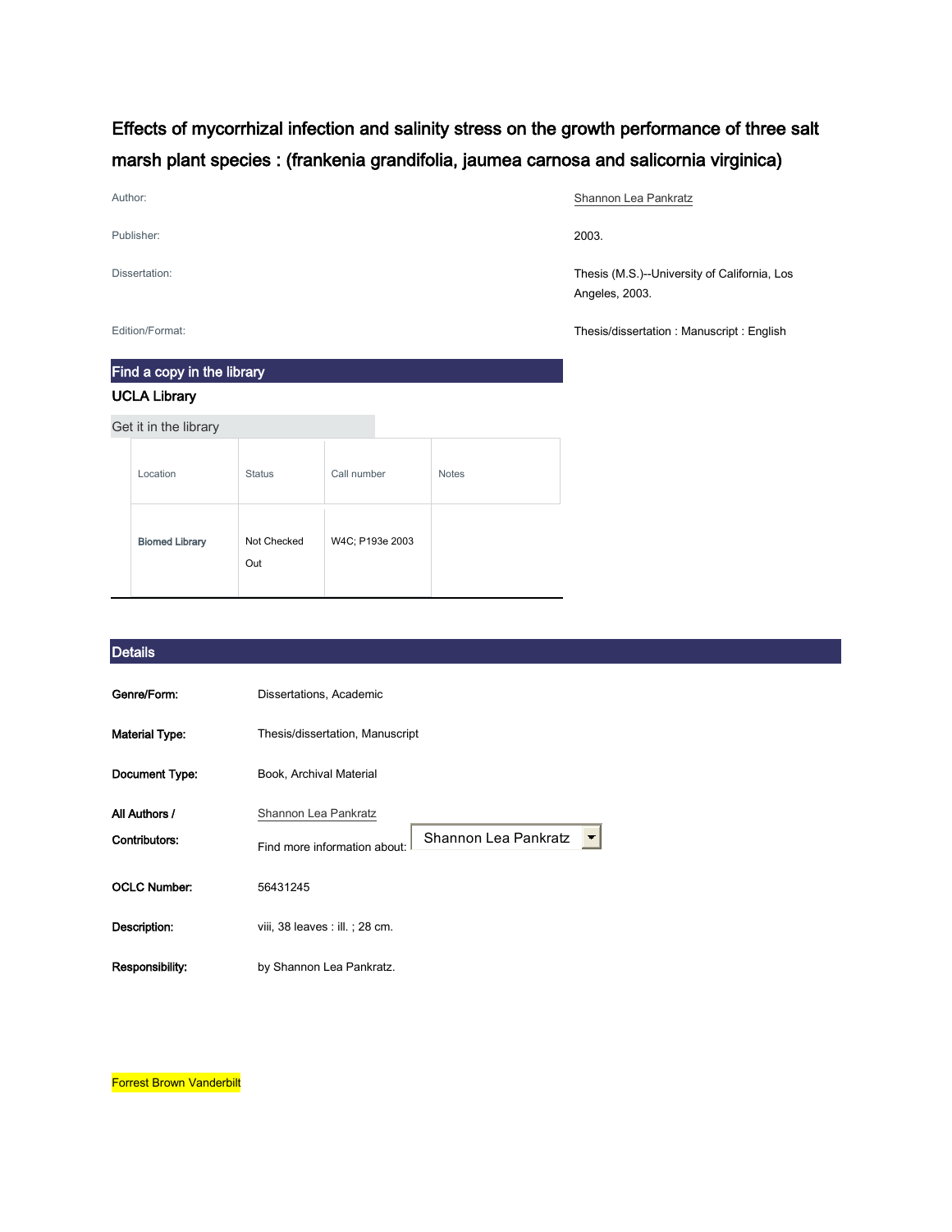# Effects of mycorrhizal infection and salinity stress on the growth performance of three salt marsh plant species : (frankenia grandifolia, jaumea carnosa and salicornia virginica)

| | |
|---|---|
| Author: | Shannon Lea Pankratz |
| Publisher: | 2003. |
| Dissertation: | Thesis (M.S.)--University of California, Los Angeles, 2003. |
| Edition/Format: | Thesis/dissertation : Manuscript : English |

## Find a copy in the library

**UCLA Library**

Get it in the library

| Location | Status | Call number | Notes |
|---|---|---|---|
| Biomed Library | Not Checked Out | W4C; P193e 2003 | |

## Details

| | |
|---|---|
| **Genre/Form:** | Dissertations, Academic |
| **Material Type:** | Thesis/dissertation, Manuscript |
| **Document Type:** | Book, Archival Material |
| **All Authors / Contributors:** | Shannon Lea Pankratz<br>Find more information about: Shannon Lea Pankratz |
| **OCLC Number:** | 56431245 |
| **Description:** | viii, 38 leaves : ill. ; 28 cm. |
| **Responsibility:** | by Shannon Lea Pankratz. |

Forrest Brown Vanderbilt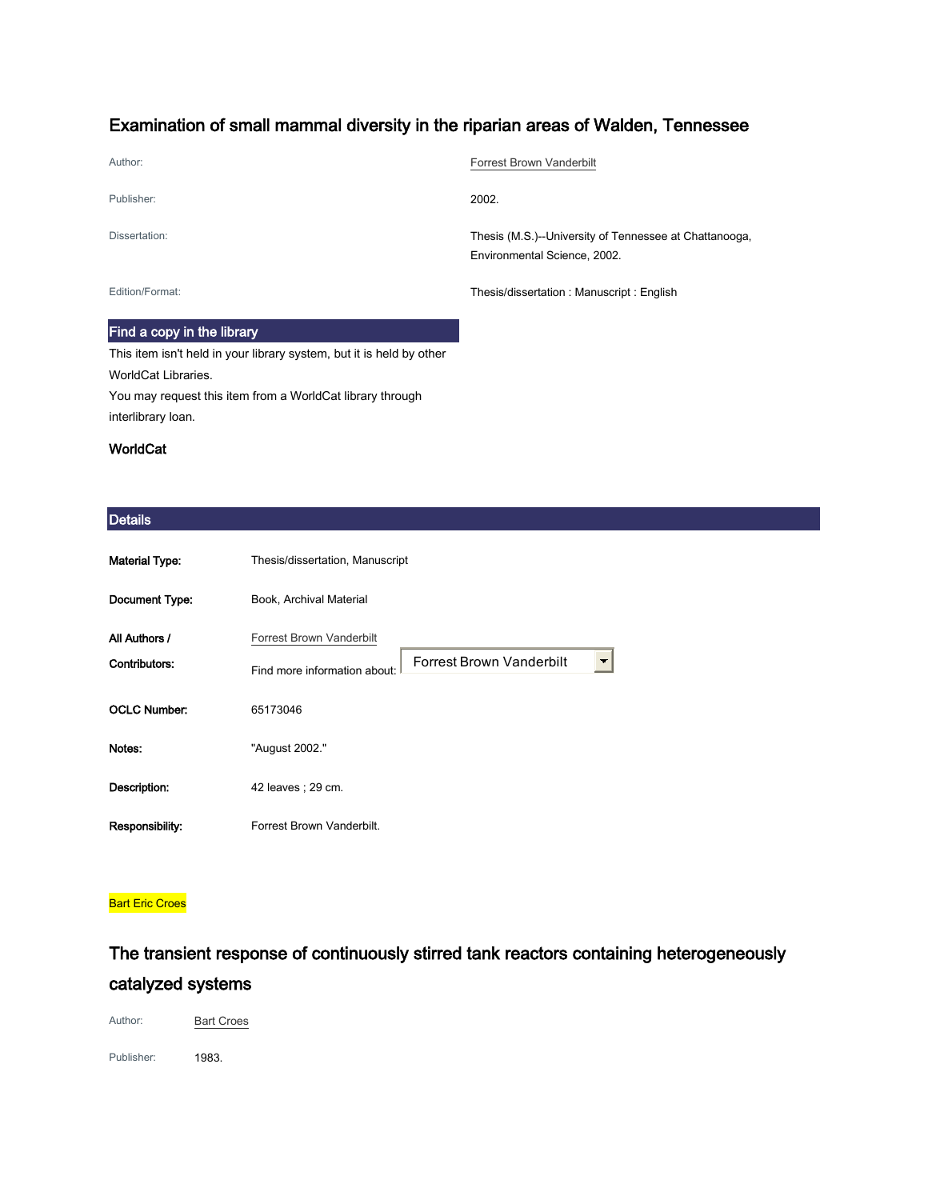## Examination of small mammal diversity in the riparian areas of Walden, Tennessee

| | |
|---|---|
| Author: | Forrest Brown Vanderbilt |
| Publisher: | 2002. |
| Dissertation: | Thesis (M.S.)--University of Tennessee at Chattanooga, Environmental Science, 2002. |
| Edition/Format: | Thesis/dissertation : Manuscript : English |

### Find a copy in the library

This item isn't held in your library system, but it is held by other WorldCat Libraries.
You may request this item from a WorldCat library through interlibrary loan.

**WorldCat**

### Details

| | |
|---|---|
| **Material Type:** | Thesis/dissertation, Manuscript |
| **Document Type:** | Book, Archival Material |
| **All Authors / Contributors:** | Forrest Brown Vanderbilt<br>Find more information about: Forrest Brown Vanderbilt |
| **OCLC Number:** | 65173046 |
| **Notes:** | "August 2002." |
| **Description:** | 42 leaves ; 29 cm. |
| **Responsibility:** | Forrest Brown Vanderbilt. |

Bart Eric Croes

## The transient response of continuously stirred tank reactors containing heterogeneously catalyzed systems

| | |
|---|---|
| Author: | Bart Croes |
| Publisher: | 1983. |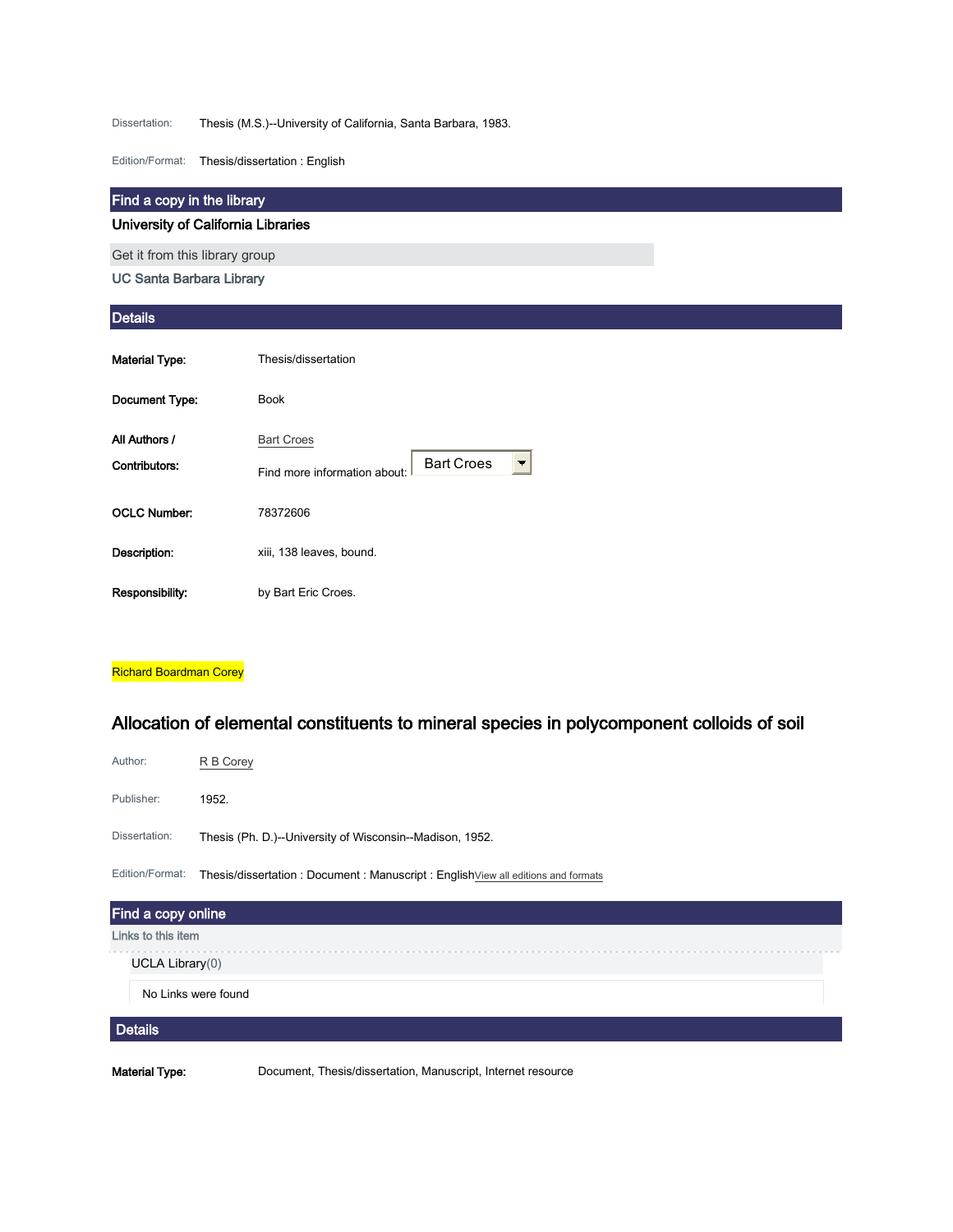Dissertation: Thesis (M.S.)--University of California, Santa Barbara, 1983.

Edition/Format: Thesis/dissertation : English

## Find a copy in the library

**University of California Libraries**

Get it from this library group

UC Santa Barbara Library

## Details

| | |
|---|---|
| **Material Type:** | Thesis/dissertation |
| **Document Type:** | Book |
| **All Authors / Contributors:** | Bart Croes<br>Find more information about: Bart Croes |
| **OCLC Number:** | 78372606 |
| **Description:** | xiii, 138 leaves, bound. |
| **Responsibility:** | by Bart Eric Croes. |

Richard Boardman Corey

# Allocation of elemental constituents to mineral species in polycomponent colloids of soil

Author: R B Corey

Publisher: 1952.

Dissertation: Thesis (Ph. D.)--University of Wisconsin--Madison, 1952.

Edition/Format: Thesis/dissertation : Document : Manuscript : English View all editions and formats

## Find a copy online

Links to this item

UCLA Library(0)

No Links were found

## Details

| | |
|---|---|
| **Material Type:** | Document, Thesis/dissertation, Manuscript, Internet resource |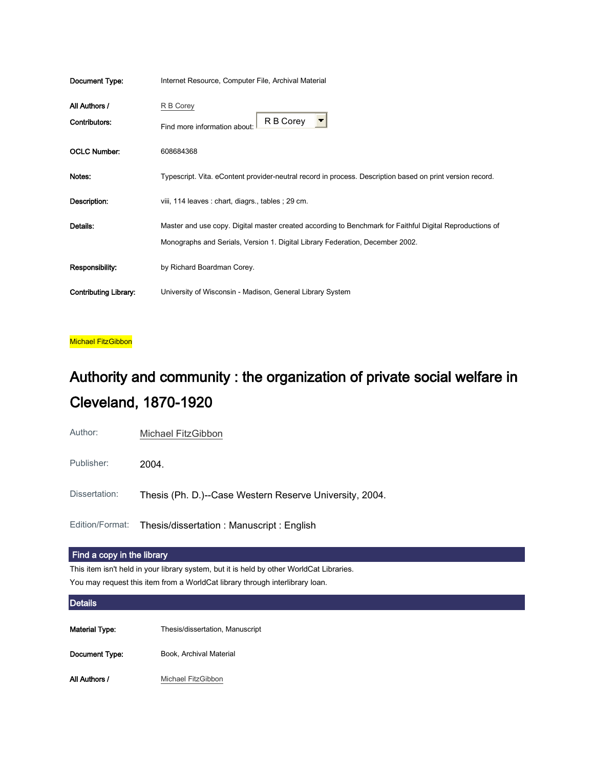| | |
|---|---|
| **Document Type:** | Internet Resource, Computer File, Archival Material |
| **All Authors / Contributors:** | R B Corey<br>Find more information about: R B Corey |
| **OCLC Number:** | 608684368 |
| **Notes:** | Typescript. Vita. eContent provider-neutral record in process. Description based on print version record. |
| **Description:** | viii, 114 leaves : chart, diagrs., tables ; 29 cm. |
| **Details:** | Master and use copy. Digital master created according to Benchmark for Faithful Digital Reproductions of Monographs and Serials, Version 1. Digital Library Federation, December 2002. |
| **Responsibility:** | by Richard Boardman Corey. |
| **Contributing Library:** | University of Wisconsin - Madison, General Library System |

Michael FitzGibbon

## Authority and community : the organization of private social welfare in Cleveland, 1870-1920

| | |
|---|---|
| Author: | Michael FitzGibbon |
| Publisher: | 2004. |
| Dissertation: | Thesis (Ph. D.)--Case Western Reserve University, 2004. |
| Edition/Format: | Thesis/dissertation : Manuscript : English |

### Find a copy in the library

This item isn't held in your library system, but it is held by other WorldCat Libraries.
You may request this item from a WorldCat library through interlibrary loan.

### Details

| | |
|---|---|
| **Material Type:** | Thesis/dissertation, Manuscript |
| **Document Type:** | Book, Archival Material |
| **All Authors /** | Michael FitzGibbon |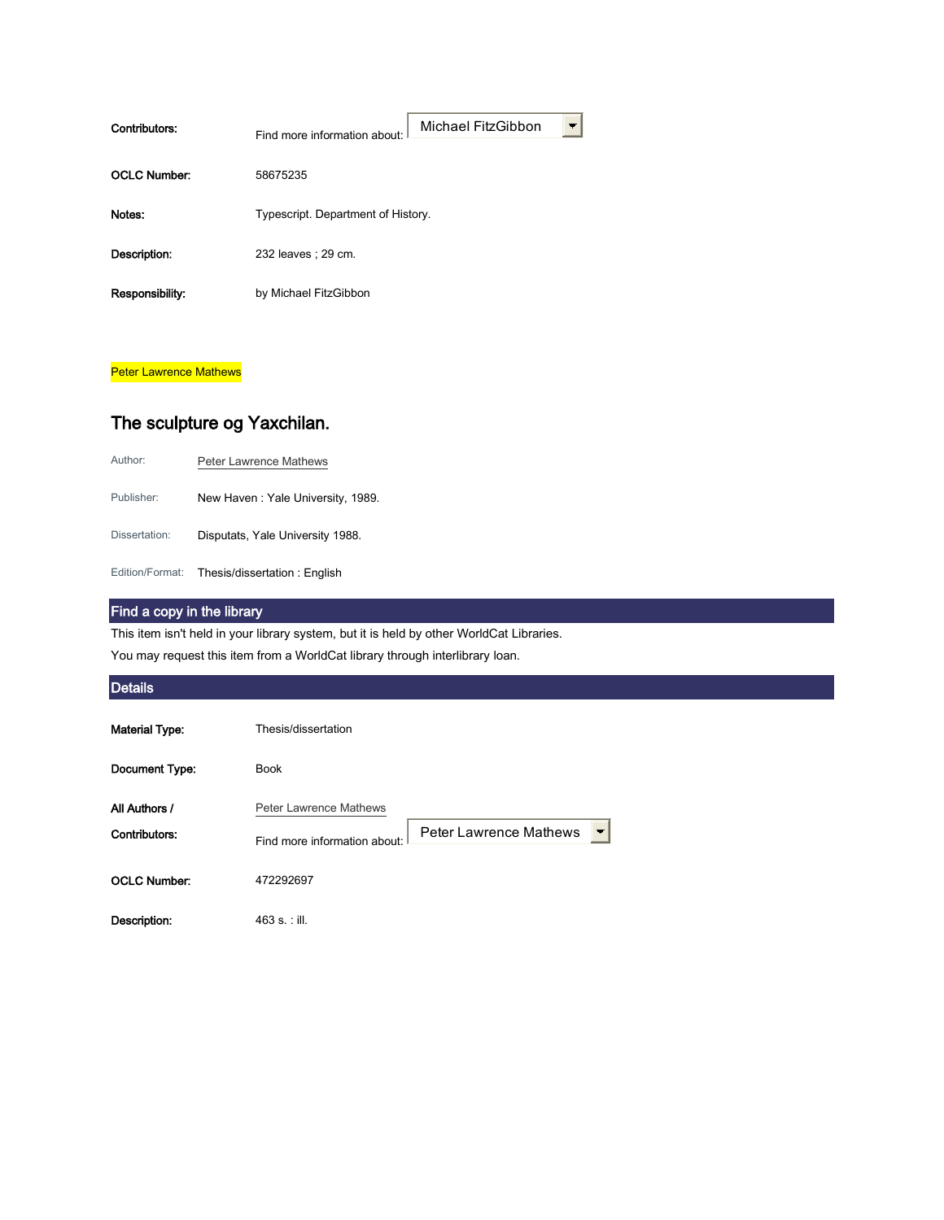| | |
|---|---|
| **Contributors:** | Find more information about: Michael FitzGibbon |
| **OCLC Number:** | 58675235 |
| **Notes:** | Typescript. Department of History. |
| **Description:** | 232 leaves ; 29 cm. |
| **Responsibility:** | by Michael FitzGibbon |

Peter Lawrence Mathews

## The sculpture og Yaxchilan.

| | |
|---|---|
| Author: | Peter Lawrence Mathews |
| Publisher: | New Haven : Yale University, 1989. |
| Dissertation: | Disputats, Yale University 1988. |
| Edition/Format: | Thesis/dissertation : English |

### Find a copy in the library

This item isn't held in your library system, but it is held by other WorldCat Libraries.

You may request this item from a WorldCat library through interlibrary loan.

### Details

| | |
|---|---|
| **Material Type:** | Thesis/dissertation |
| **Document Type:** | Book |
| **All Authors / Contributors:** | Peter Lawrence Mathews<br>Find more information about: Peter Lawrence Mathews |
| **OCLC Number:** | 472292697 |
| **Description:** | 463 s. : ill. |